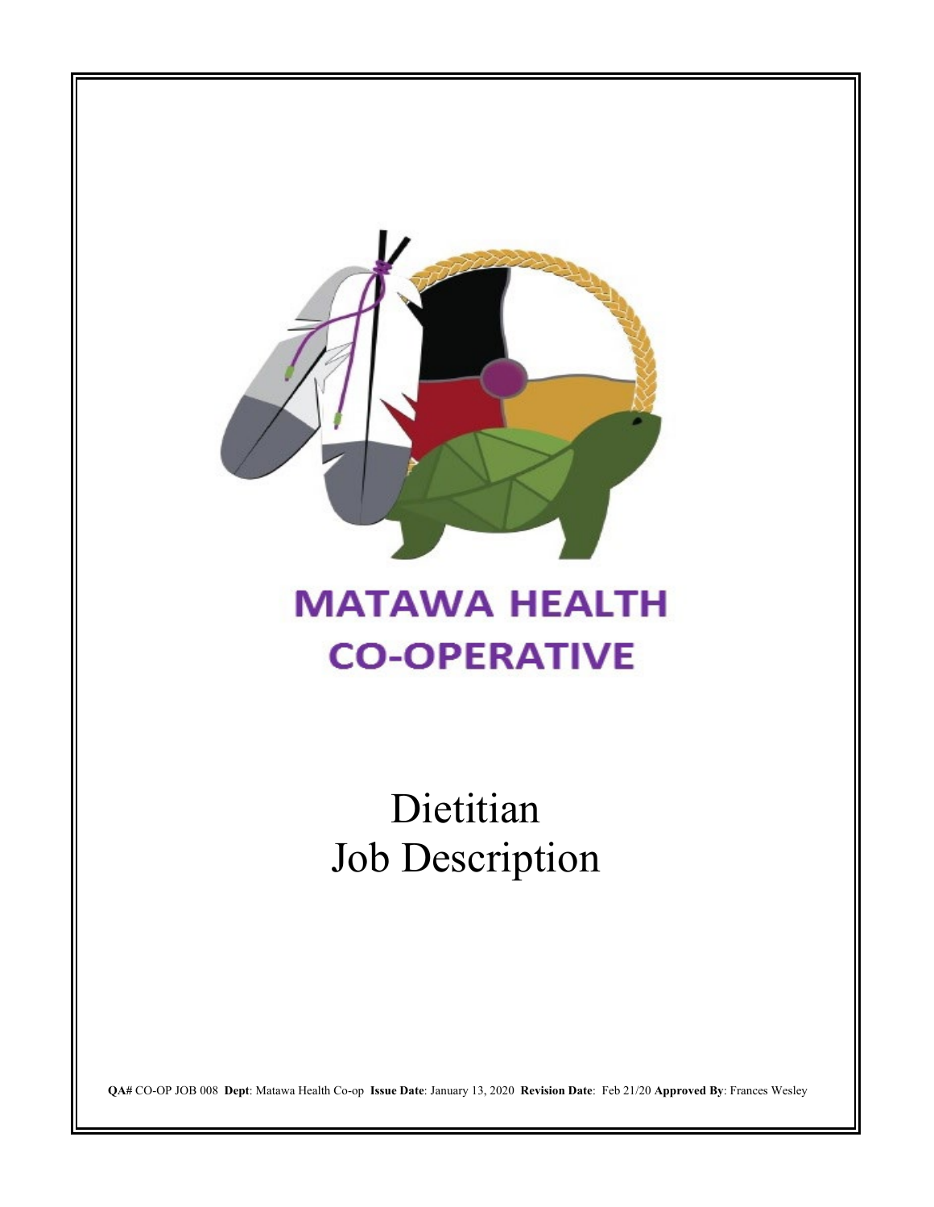# MATAWA HEALTH CO-OPERATIVE

# Dietitian
# Job Description

**QA#** CO-OP JOB 008 **Dept**: Matawa Health Co-op **Issue Date**: January 13, 2020 **Revision Date**: Feb 21/20 **Approved By**: Frances Wesley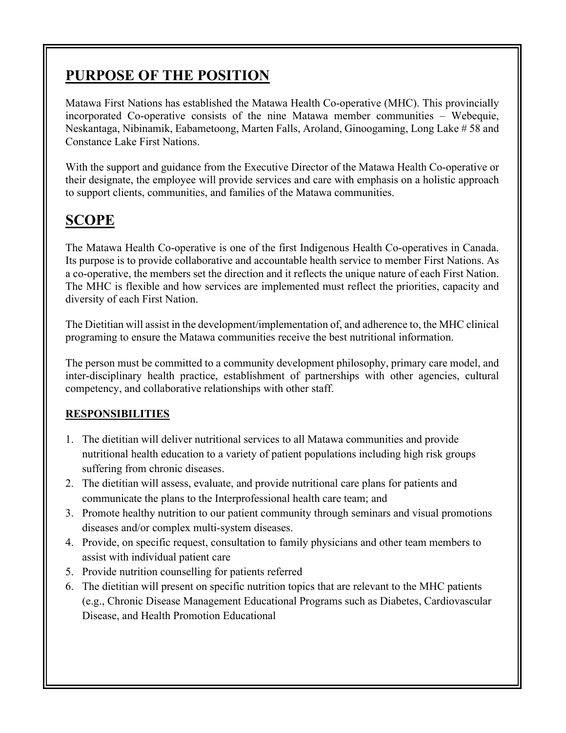## PURPOSE OF THE POSITION

Matawa First Nations has established the Matawa Health Co-operative (MHC). This provincially incorporated Co-operative consists of the nine Matawa member communities – Webequie, Neskantaga, Nibinamik, Eabametoong, Marten Falls, Aroland, Ginoogaming, Long Lake # 58 and Constance Lake First Nations.

With the support and guidance from the Executive Director of the Matawa Health Co-operative or their designate, the employee will provide services and care with emphasis on a holistic approach to support clients, communities, and families of the Matawa communities.

## SCOPE

The Matawa Health Co-operative is one of the first Indigenous Health Co-operatives in Canada. Its purpose is to provide collaborative and accountable health service to member First Nations. As a co-operative, the members set the direction and it reflects the unique nature of each First Nation. The MHC is flexible and how services are implemented must reflect the priorities, capacity and diversity of each First Nation.

The Dietitian will assist in the development/implementation of, and adherence to, the MHC clinical programing to ensure the Matawa communities receive the best nutritional information.

The person must be committed to a community development philosophy, primary care model, and inter-disciplinary health practice, establishment of partnerships with other agencies, cultural competency, and collaborative relationships with other staff.

### RESPONSIBILITIES

1. The dietitian will deliver nutritional services to all Matawa communities and provide nutritional health education to a variety of patient populations including high risk groups suffering from chronic diseases.
2. The dietitian will assess, evaluate, and provide nutritional care plans for patients and communicate the plans to the Interprofessional health care team; and
3. Promote healthy nutrition to our patient community through seminars and visual promotions diseases and/or complex multi-system diseases.
4. Provide, on specific request, consultation to family physicians and other team members to assist with individual patient care
5. Provide nutrition counselling for patients referred
6. The dietitian will present on specific nutrition topics that are relevant to the MHC patients (e.g., Chronic Disease Management Educational Programs such as Diabetes, Cardiovascular Disease, and Health Promotion Educational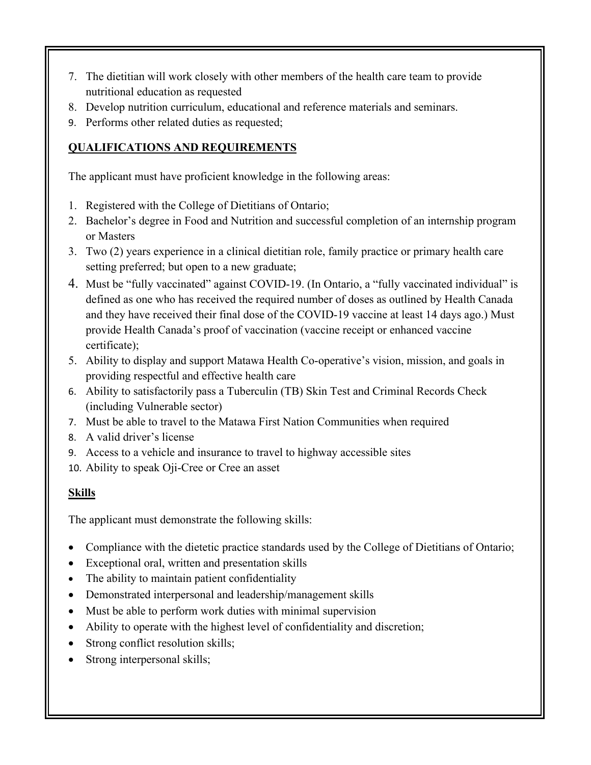7. The dietitian will work closely with other members of the health care team to provide nutritional education as requested
8. Develop nutrition curriculum, educational and reference materials and seminars.
9. Performs other related duties as requested;

## QUALIFICATIONS AND REQUIREMENTS

The applicant must have proficient knowledge in the following areas:

1. Registered with the College of Dietitians of Ontario;
2. Bachelor's degree in Food and Nutrition and successful completion of an internship program or Masters
3. Two (2) years experience in a clinical dietitian role, family practice or primary health care setting preferred; but open to a new graduate;
4. Must be "fully vaccinated" against COVID-19. (In Ontario, a "fully vaccinated individual" is defined as one who has received the required number of doses as outlined by Health Canada and they have received their final dose of the COVID-19 vaccine at least 14 days ago.) Must provide Health Canada's proof of vaccination (vaccine receipt or enhanced vaccine certificate);
5. Ability to display and support Matawa Health Co-operative's vision, mission, and goals in providing respectful and effective health care
6. Ability to satisfactorily pass a Tuberculin (TB) Skin Test and Criminal Records Check (including Vulnerable sector)
7. Must be able to travel to the Matawa First Nation Communities when required
8. A valid driver's license
9. Access to a vehicle and insurance to travel to highway accessible sites
10. Ability to speak Oji-Cree or Cree an asset

## Skills

The applicant must demonstrate the following skills:

- Compliance with the dietetic practice standards used by the College of Dietitians of Ontario;
- Exceptional oral, written and presentation skills
- The ability to maintain patient confidentiality
- Demonstrated interpersonal and leadership/management skills
- Must be able to perform work duties with minimal supervision
- Ability to operate with the highest level of confidentiality and discretion;
- Strong conflict resolution skills;
- Strong interpersonal skills;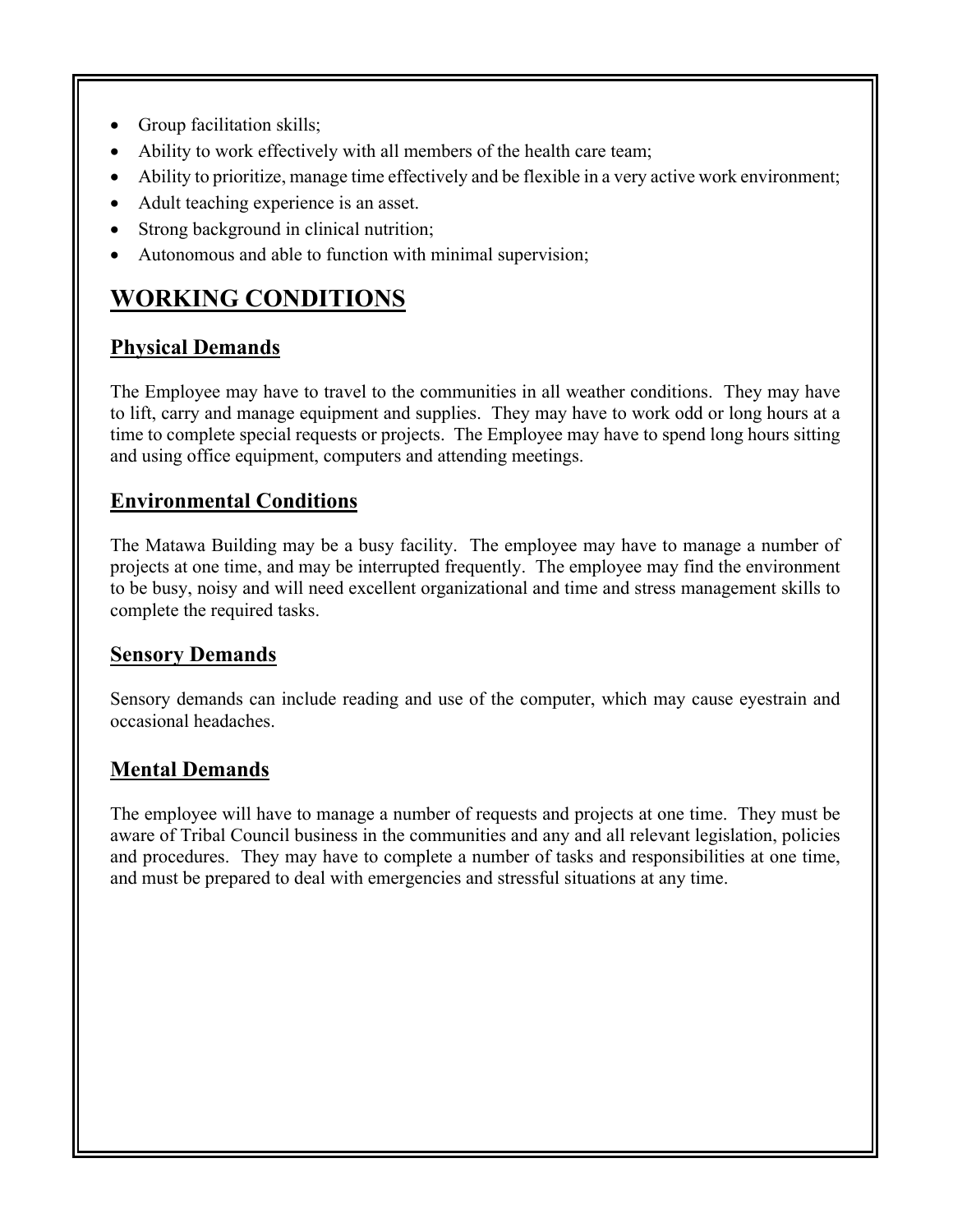- Group facilitation skills;
- Ability to work effectively with all members of the health care team;
- Ability to prioritize, manage time effectively and be flexible in a very active work environment;
- Adult teaching experience is an asset.
- Strong background in clinical nutrition;
- Autonomous and able to function with minimal supervision;

# WORKING CONDITIONS

## Physical Demands

The Employee may have to travel to the communities in all weather conditions. They may have to lift, carry and manage equipment and supplies. They may have to work odd or long hours at a time to complete special requests or projects. The Employee may have to spend long hours sitting and using office equipment, computers and attending meetings.

## Environmental Conditions

The Matawa Building may be a busy facility. The employee may have to manage a number of projects at one time, and may be interrupted frequently. The employee may find the environment to be busy, noisy and will need excellent organizational and time and stress management skills to complete the required tasks.

## Sensory Demands

Sensory demands can include reading and use of the computer, which may cause eyestrain and occasional headaches.

## Mental Demands

The employee will have to manage a number of requests and projects at one time. They must be aware of Tribal Council business in the communities and any and all relevant legislation, policies and procedures. They may have to complete a number of tasks and responsibilities at one time, and must be prepared to deal with emergencies and stressful situations at any time.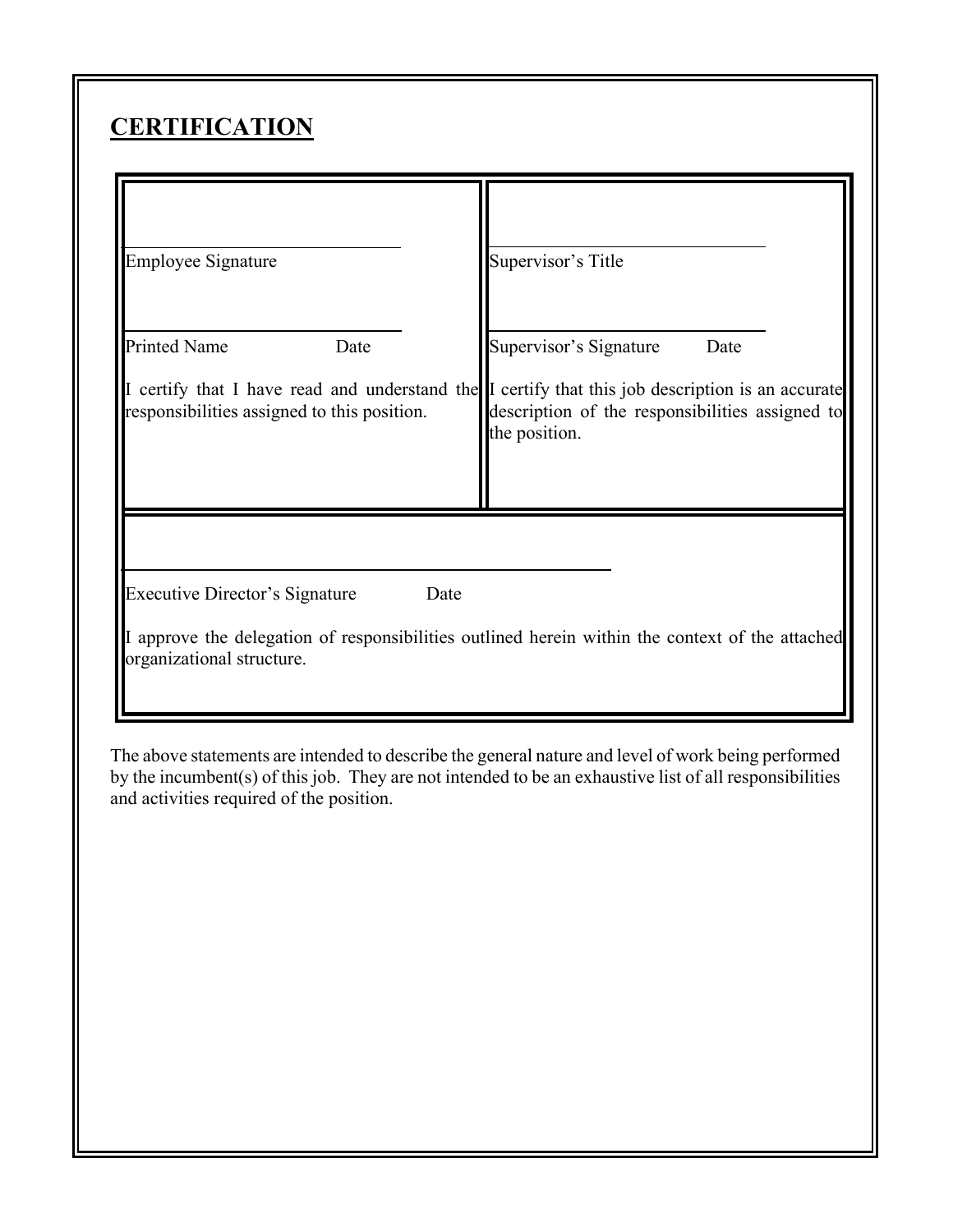## CERTIFICATION

| | |
|---|---|
| \_\_\_\_\_\_\_\_\_\_\_\_\_\_\_\_\_\_\_\_\_\_\_\_\_\_\_\_\_\_<br>Employee Signature<br><br>\_\_\_\_\_\_\_\_\_\_\_\_\_\_\_\_\_\_\_\_\_\_\_\_\_\_\_\_\_\_<br>Printed Name Date<br><br>I certify that I have read and understand the responsibilities assigned to this position. | \_\_\_\_\_\_\_\_\_\_\_\_\_\_\_\_\_\_\_\_\_\_\_\_\_\_\_\_\_\_<br>Supervisor's Title<br><br>\_\_\_\_\_\_\_\_\_\_\_\_\_\_\_\_\_\_\_\_\_\_\_\_\_\_\_\_\_\_<br>Supervisor's Signature Date<br><br>I certify that this job description is an accurate description of the responsibilities assigned to the position. |
| \_\_\_\_\_\_\_\_\_\_\_\_\_\_\_\_\_\_\_\_\_\_\_\_\_\_\_\_\_\_\_\_\_\_\_\_\_\_\_\_\_\_\_\_\_\_\_\_<br>Executive Director's Signature Date<br><br>I approve the delegation of responsibilities outlined herein within the context of the attached organizational structure. | |

The above statements are intended to describe the general nature and level of work being performed by the incumbent(s) of this job. They are not intended to be an exhaustive list of all responsibilities and activities required of the position.